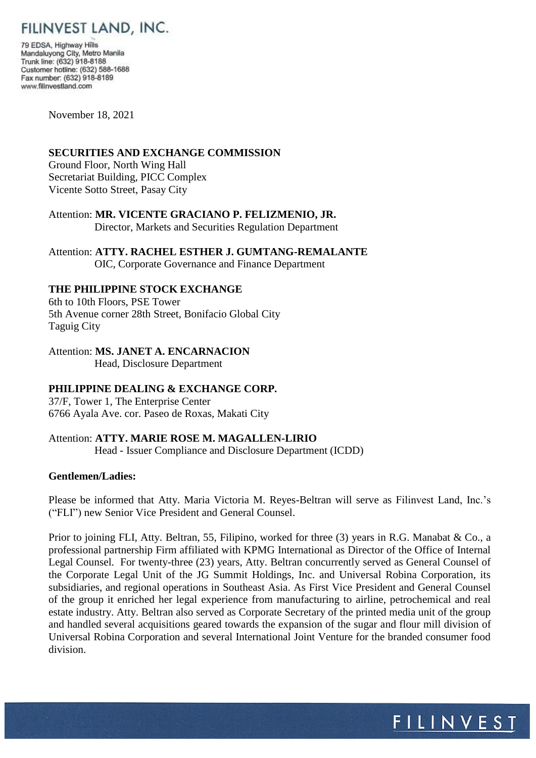# FILINVEST LAND, INC.

79 EDSA, Highway Hills
Mandaluyong City, Metro Manila
Trunk line: (632) 918-8188
Customer hotline: (632) 588-1688
Fax number: (632) 918-8189
www.filinvestland.com

November 18, 2021

**SECURITIES AND EXCHANGE COMMISSION**
Ground Floor, North Wing Hall
Secretariat Building, PICC Complex
Vicente Sotto Street, Pasay City

Attention: **MR. VICENTE GRACIANO P. FELIZMENIO, JR.**
Director, Markets and Securities Regulation Department

Attention: **ATTY. RACHEL ESTHER J. GUMTANG-REMALANTE**
OIC, Corporate Governance and Finance Department

**THE PHILIPPINE STOCK EXCHANGE**
6th to 10th Floors, PSE Tower
5th Avenue corner 28th Street, Bonifacio Global City
Taguig City

Attention: **MS. JANET A. ENCARNACION**
Head, Disclosure Department

**PHILIPPINE DEALING & EXCHANGE CORP.**
37/F, Tower 1, The Enterprise Center
6766 Ayala Ave. cor. Paseo de Roxas, Makati City

Attention: **ATTY. MARIE ROSE M. MAGALLEN-LIRIO**
Head - Issuer Compliance and Disclosure Department (ICDD)

**Gentlemen/Ladies:**

Please be informed that Atty. Maria Victoria M. Reyes-Beltran will serve as Filinvest Land, Inc.'s ("FLI") new Senior Vice President and General Counsel.

Prior to joining FLI, Atty. Beltran, 55, Filipino, worked for three (3) years in R.G. Manabat & Co., a professional partnership Firm affiliated with KPMG International as Director of the Office of Internal Legal Counsel. For twenty-three (23) years, Atty. Beltran concurrently served as General Counsel of the Corporate Legal Unit of the JG Summit Holdings, Inc. and Universal Robina Corporation, its subsidiaries, and regional operations in Southeast Asia. As First Vice President and General Counsel of the group it enriched her legal experience from manufacturing to airline, petrochemical and real estate industry. Atty. Beltran also served as Corporate Secretary of the printed media unit of the group and handled several acquisitions geared towards the expansion of the sugar and flour mill division of Universal Robina Corporation and several International Joint Venture for the branded consumer food division.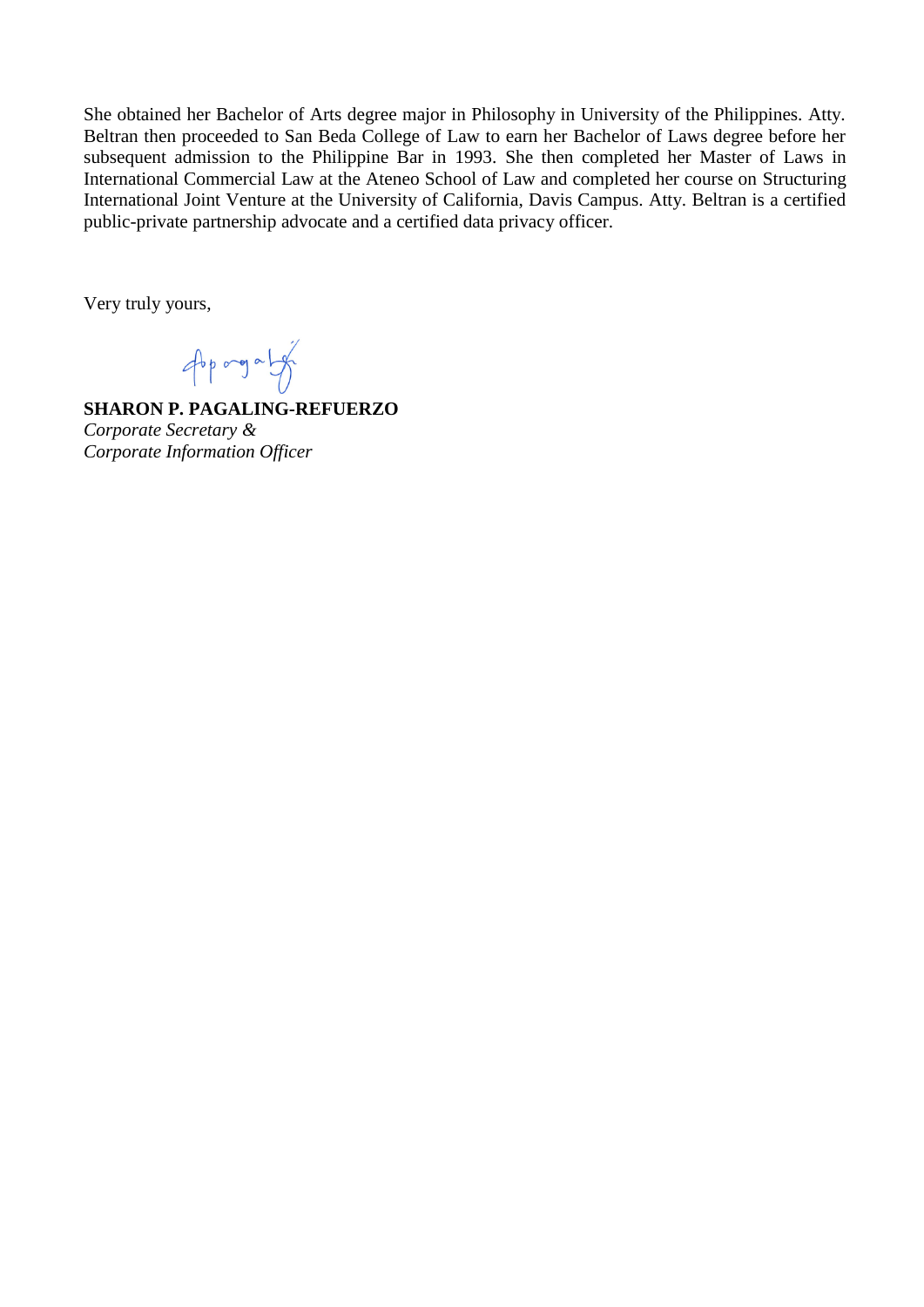She obtained her Bachelor of Arts degree major in Philosophy in University of the Philippines. Atty. Beltran then proceeded to San Beda College of Law to earn her Bachelor of Laws degree before her subsequent admission to the Philippine Bar in 1993. She then completed her Master of Laws in International Commercial Law at the Ateneo School of Law and completed her course on Structuring International Joint Venture at the University of California, Davis Campus. Atty. Beltran is a certified public-private partnership advocate and a certified data privacy officer.

Very truly yours,

**SHARON P. PAGALING-REFUERZO**
*Corporate Secretary &*
*Corporate Information Officer*